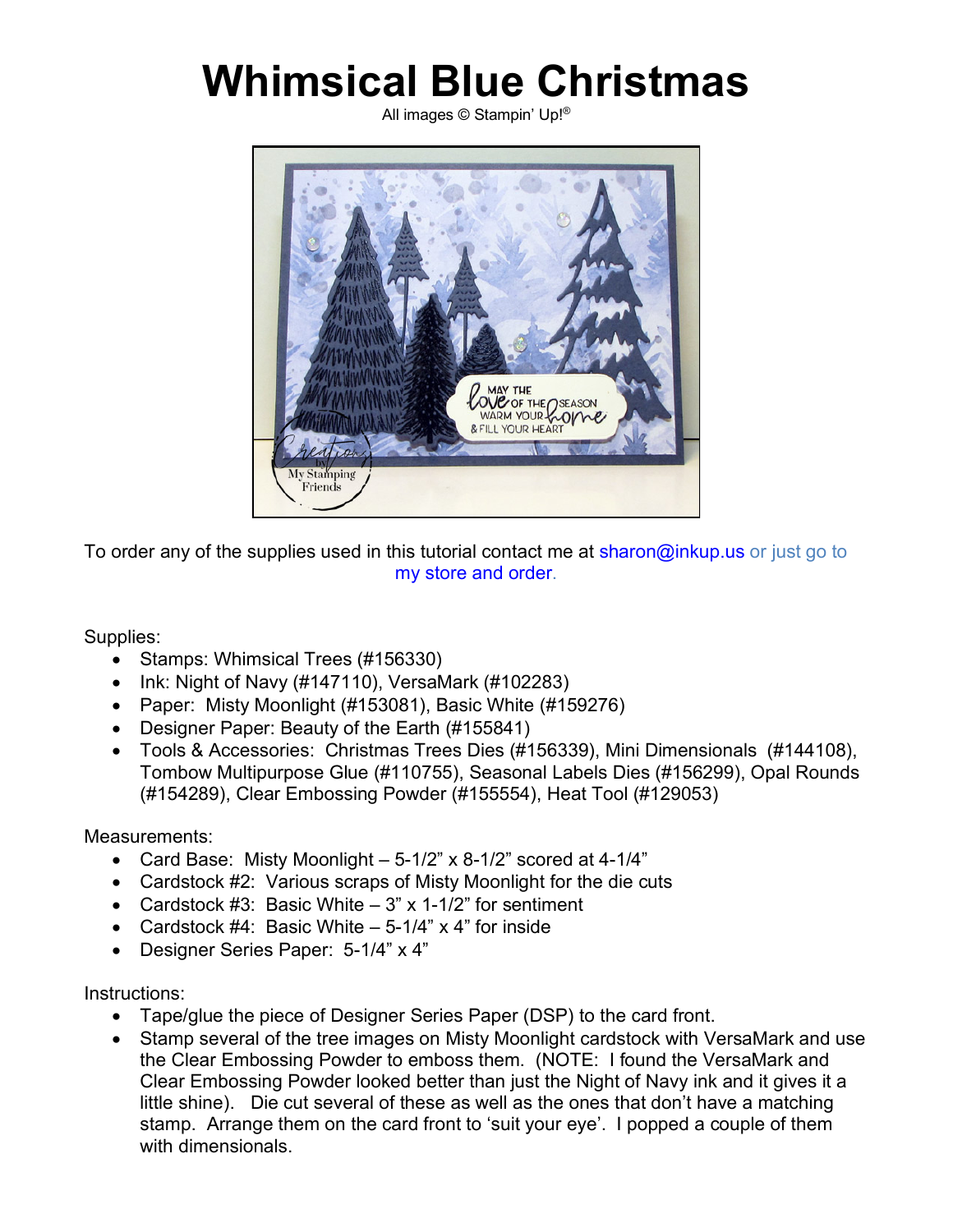# Whimsical Blue Christmas

All images © Stampin' Up!®

To order any of the supplies used in this tutorial contact me at sharon@inkup.us or just go to my store and order.

Supplies:

- Stamps: Whimsical Trees (#156330)
- Ink: Night of Navy (#147110), VersaMark (#102283)
- Paper: Misty Moonlight (#153081), Basic White (#159276)
- Designer Paper: Beauty of the Earth (#155841)
- Tools & Accessories: Christmas Trees Dies (#156339), Mini Dimensionals (#144108), Tombow Multipurpose Glue (#110755), Seasonal Labels Dies (#156299), Opal Rounds (#154289), Clear Embossing Powder (#155554), Heat Tool (#129053)

Measurements:

- Card Base: Misty Moonlight – 5-1/2" x 8-1/2" scored at 4-1/4"
- Cardstock #2: Various scraps of Misty Moonlight for the die cuts
- Cardstock #3: Basic White – 3" x 1-1/2" for sentiment
- Cardstock #4: Basic White – 5-1/4" x 4" for inside
- Designer Series Paper: 5-1/4" x 4"

Instructions:

- Tape/glue the piece of Designer Series Paper (DSP) to the card front.
- Stamp several of the tree images on Misty Moonlight cardstock with VersaMark and use the Clear Embossing Powder to emboss them. (NOTE: I found the VersaMark and Clear Embossing Powder looked better than just the Night of Navy ink and it gives it a little shine). Die cut several of these as well as the ones that don't have a matching stamp. Arrange them on the card front to 'suit your eye'. I popped a couple of them with dimensionals.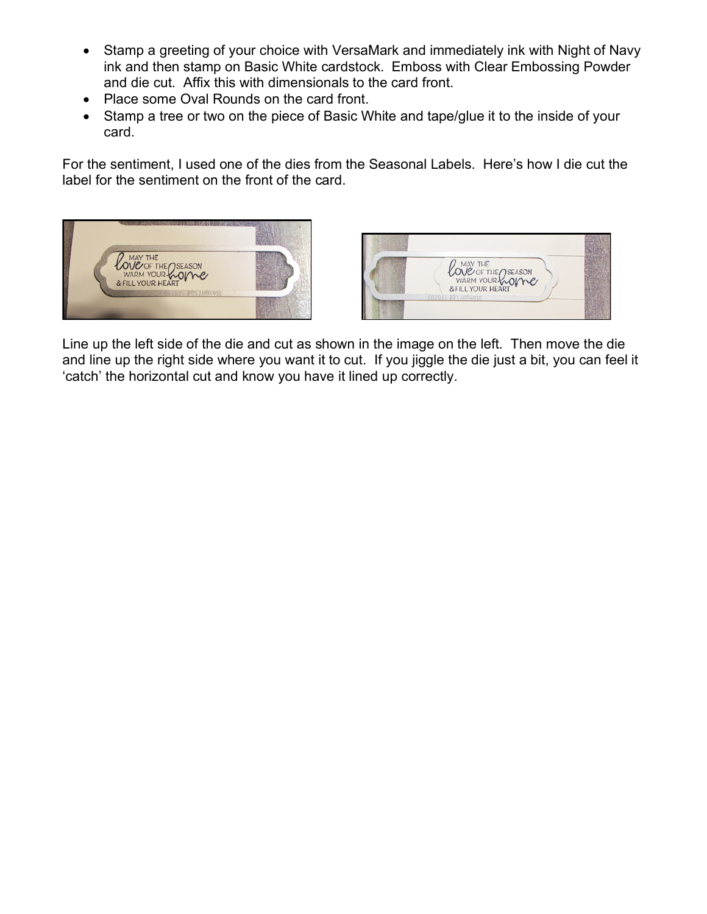- Stamp a greeting of your choice with VersaMark and immediately ink with Night of Navy ink and then stamp on Basic White cardstock. Emboss with Clear Embossing Powder and die cut. Affix this with dimensionals to the card front.
- Place some Oval Rounds on the card front.
- Stamp a tree or two on the piece of Basic White and tape/glue it to the inside of your card.

For the sentiment, I used one of the dies from the Seasonal Labels. Here's how I die cut the label for the sentiment on the front of the card.

Line up the left side of the die and cut as shown in the image on the left. Then move the die and line up the right side where you want it to cut. If you jiggle the die just a bit, you can feel it 'catch' the horizontal cut and know you have it lined up correctly.